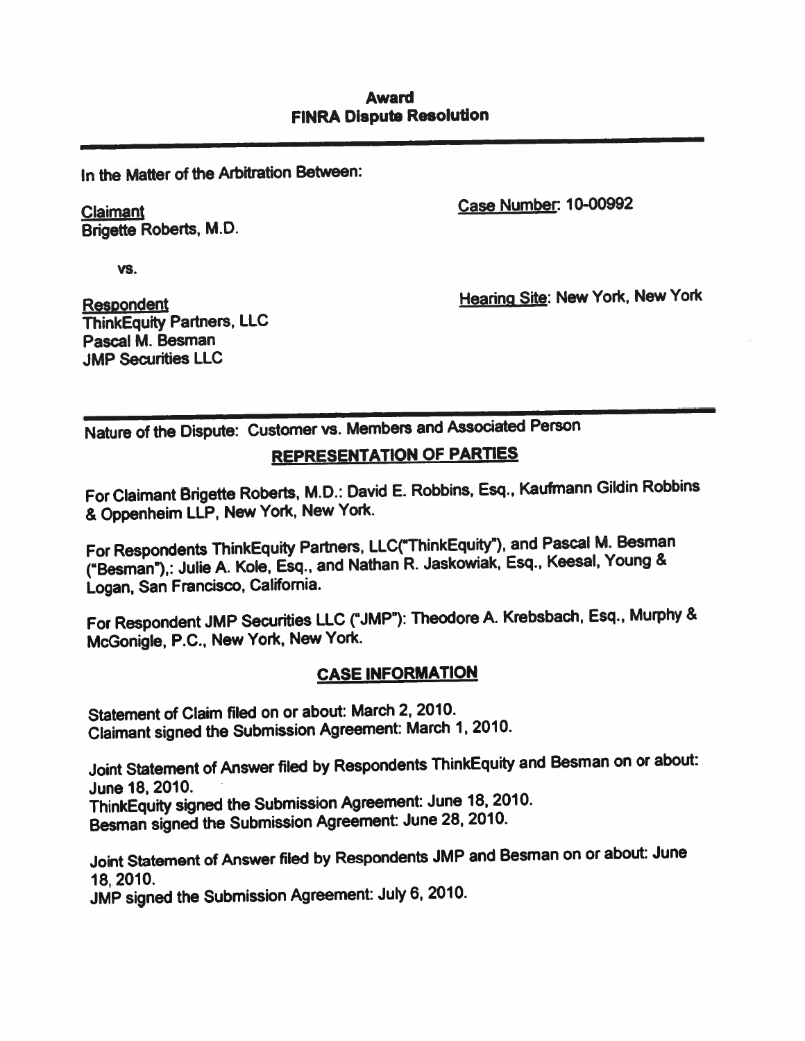**Award**
**FINRA Dispute Resolution**

---

In the Matter of the Arbitration Between:

Claimant
Brigette Roberts, M.D.

Case Number: 10-00992

vs.

Respondent
ThinkEquity Partners, LLC
Pascal M. Besman
JMP Securities LLC

Hearing Site: New York, New York

---

Nature of the Dispute: Customer vs. Members and Associated Person

## REPRESENTATION OF PARTIES

For Claimant Brigette Roberts, M.D.: David E. Robbins, Esq., Kaufmann Gildin Robbins & Oppenheim LLP, New York, New York.

For Respondents ThinkEquity Partners, LLC("ThinkEquity"), and Pascal M. Besman ("Besman"),: Julie A. Kole, Esq., and Nathan R. Jaskowiak, Esq., Keesal, Young & Logan, San Francisco, California.

For Respondent JMP Securities LLC ("JMP"): Theodore A. Krebsbach, Esq., Murphy & McGonigle, P.C., New York, New York.

## CASE INFORMATION

Statement of Claim filed on or about: March 2, 2010.
Claimant signed the Submission Agreement: March 1, 2010.

Joint Statement of Answer filed by Respondents ThinkEquity and Besman on or about: June 18, 2010.
ThinkEquity signed the Submission Agreement: June 18, 2010.
Besman signed the Submission Agreement: June 28, 2010.

Joint Statement of Answer filed by Respondents JMP and Besman on or about: June 18, 2010.
JMP signed the Submission Agreement: July 6, 2010.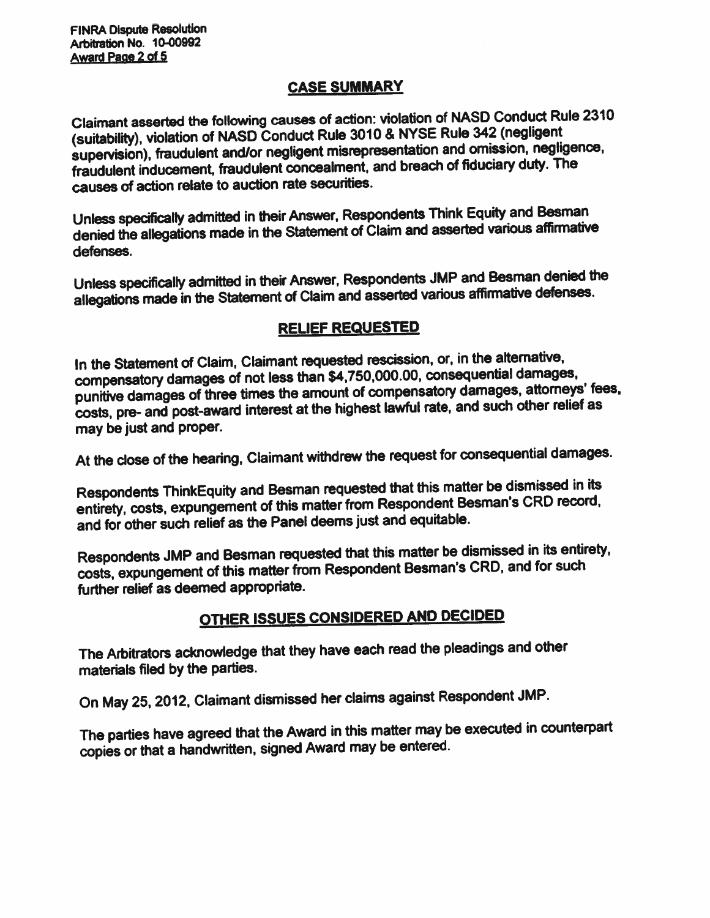## CASE SUMMARY

Claimant asserted the following causes of action: violation of NASD Conduct Rule 2310 (suitability), violation of NASD Conduct Rule 3010 & NYSE Rule 342 (negligent supervision), fraudulent and/or negligent misrepresentation and omission, negligence, fraudulent inducement, fraudulent concealment, and breach of fiduciary duty. The causes of action relate to auction rate securities.

Unless specifically admitted in their Answer, Respondents Think Equity and Besman denied the allegations made in the Statement of Claim and asserted various affirmative defenses.

Unless specifically admitted in their Answer, Respondents JMP and Besman denied the allegations made in the Statement of Claim and asserted various affirmative defenses.

## RELIEF REQUESTED

In the Statement of Claim, Claimant requested rescission, or, in the alternative, compensatory damages of not less than $4,750,000.00, consequential damages, punitive damages of three times the amount of compensatory damages, attorneys' fees, costs, pre- and post-award interest at the highest lawful rate, and such other relief as may be just and proper.

At the close of the hearing, Claimant withdrew the request for consequential damages.

Respondents ThinkEquity and Besman requested that this matter be dismissed in its entirety, costs, expungement of this matter from Respondent Besman's CRD record, and for other such relief as the Panel deems just and equitable.

Respondents JMP and Besman requested that this matter be dismissed in its entirety, costs, expungement of this matter from Respondent Besman's CRD, and for such further relief as deemed appropriate.

## OTHER ISSUES CONSIDERED AND DECIDED

The Arbitrators acknowledge that they have each read the pleadings and other materials filed by the parties.

On May 25, 2012, Claimant dismissed her claims against Respondent JMP.

The parties have agreed that the Award in this matter may be executed in counterpart copies or that a handwritten, signed Award may be entered.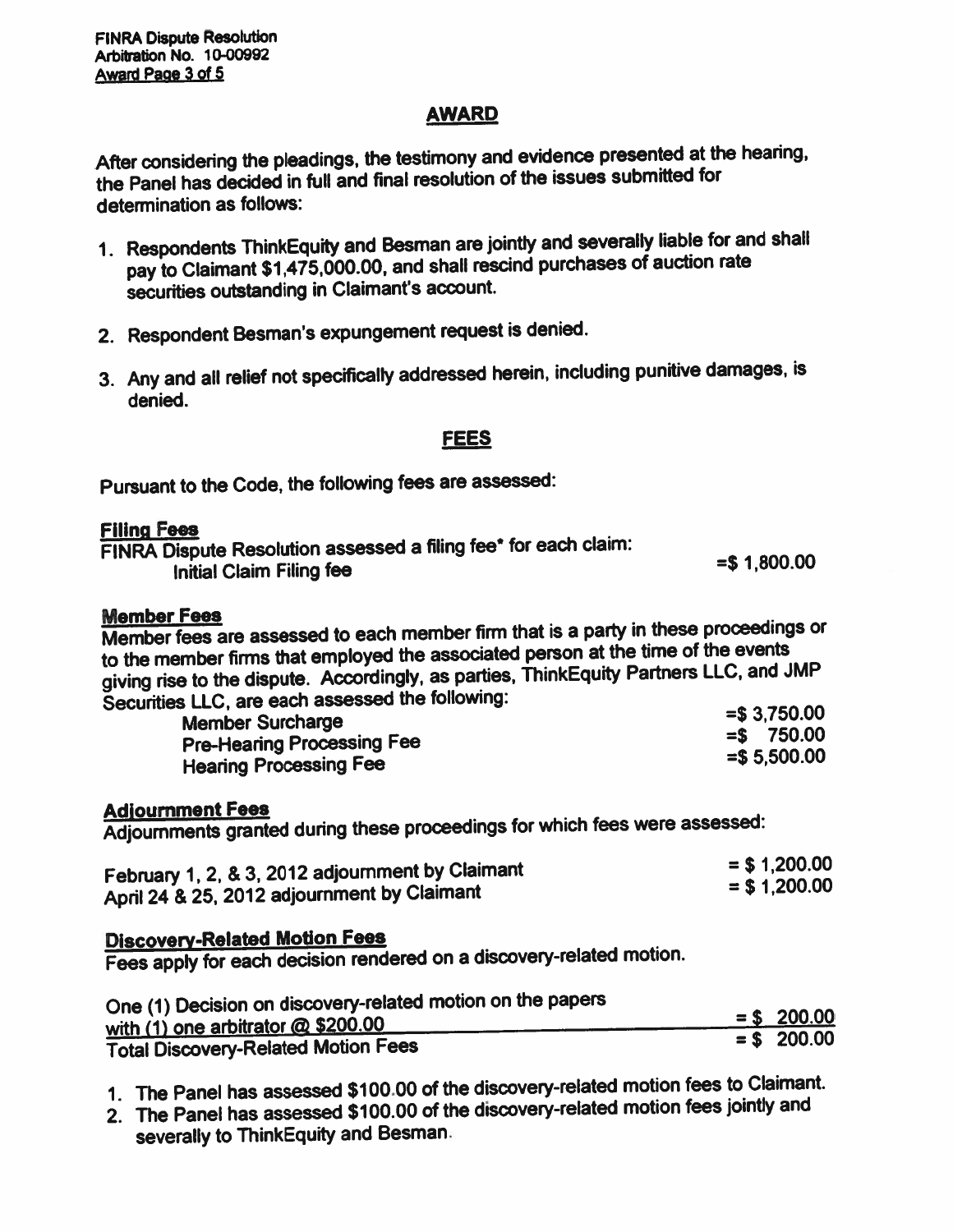## AWARD

After considering the pleadings, the testimony and evidence presented at the hearing, the Panel has decided in full and final resolution of the issues submitted for determination as follows:

1. Respondents ThinkEquity and Besman are jointly and severally liable for and shall pay to Claimant $1,475,000.00, and shall rescind purchases of auction rate securities outstanding in Claimant's account.
2. Respondent Besman's expungement request is denied.
3. Any and all relief not specifically addressed herein, including punitive damages, is denied.

## FEES

Pursuant to the Code, the following fees are assessed:

**Filing Fees**
FINRA Dispute Resolution assessed a filing fee* for each claim:

| | |
|---|---|
| Initial Claim Filing fee | =$ 1,800.00 |

**Member Fees**
Member fees are assessed to each member firm that is a party in these proceedings or to the member firms that employed the associated person at the time of the events giving rise to the dispute. Accordingly, as parties, ThinkEquity Partners LLC, and JMP Securities LLC, are each assessed the following:

| | |
|---|---|
| Member Surcharge | =$ 3,750.00 |
| Pre-Hearing Processing Fee | =$ 750.00 |
| Hearing Processing Fee | =$ 5,500.00 |

**Adjournment Fees**
Adjournments granted during these proceedings for which fees were assessed:

| | |
|---|---|
| February 1, 2, & 3, 2012 adjournment by Claimant | = $ 1,200.00 |
| April 24 & 25, 2012 adjournment by Claimant | = $ 1,200.00 |

**Discovery-Related Motion Fees**
Fees apply for each decision rendered on a discovery-related motion.

| | |
|---|---|
| One (1) Decision on discovery-related motion on the papers with (1) one arbitrator @ $200.00 | = $ 200.00 |
| Total Discovery-Related Motion Fees | = $ 200.00 |

1. The Panel has assessed $100.00 of the discovery-related motion fees to Claimant.
2. The Panel has assessed $100.00 of the discovery-related motion fees jointly and severally to ThinkEquity and Besman.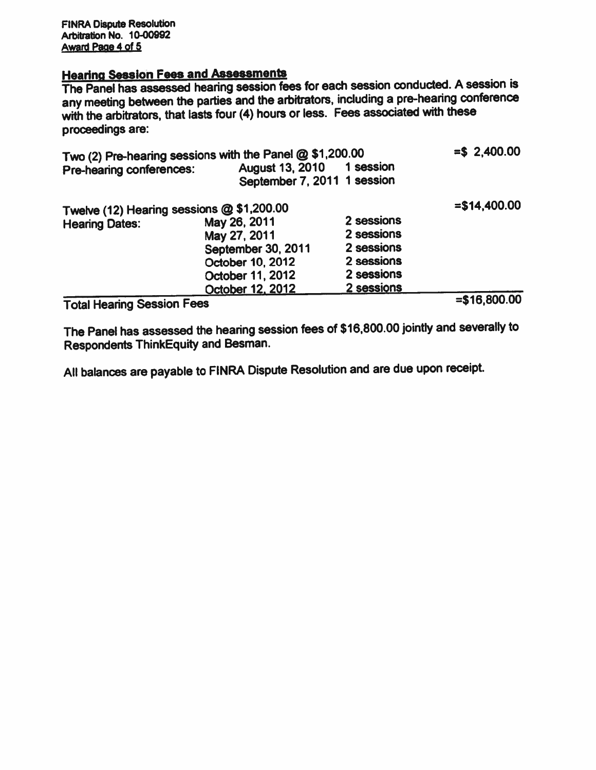## Hearing Session Fees and Assessments

The Panel has assessed hearing session fees for each session conducted. A session is any meeting between the parties and the arbitrators, including a pre-hearing conference with the arbitrators, that lasts four (4) hours or less. Fees associated with these proceedings are:

| | | | |
|---|---|---|---|
| Two (2) Pre-hearing sessions with the Panel @ $1,200.00 | | | =$ 2,400.00 |
| Pre-hearing conferences: | August 13, 2010 | 1 session | |
| | September 7, 2011 | 1 session | |
| Twelve (12) Hearing sessions @ $1,200.00 | | | =$14,400.00 |
| Hearing Dates: | May 26, 2011 | 2 sessions | |
| | May 27, 2011 | 2 sessions | |
| | September 30, 2011 | 2 sessions | |
| | October 10, 2012 | 2 sessions | |
| | October 11, 2012 | 2 sessions | |
| | October 12, 2012 | 2 sessions | |
| Total Hearing Session Fees | | | =$16,800.00 |

The Panel has assessed the hearing session fees of $16,800.00 jointly and severally to Respondents ThinkEquity and Besman.

All balances are payable to FINRA Dispute Resolution and are due upon receipt.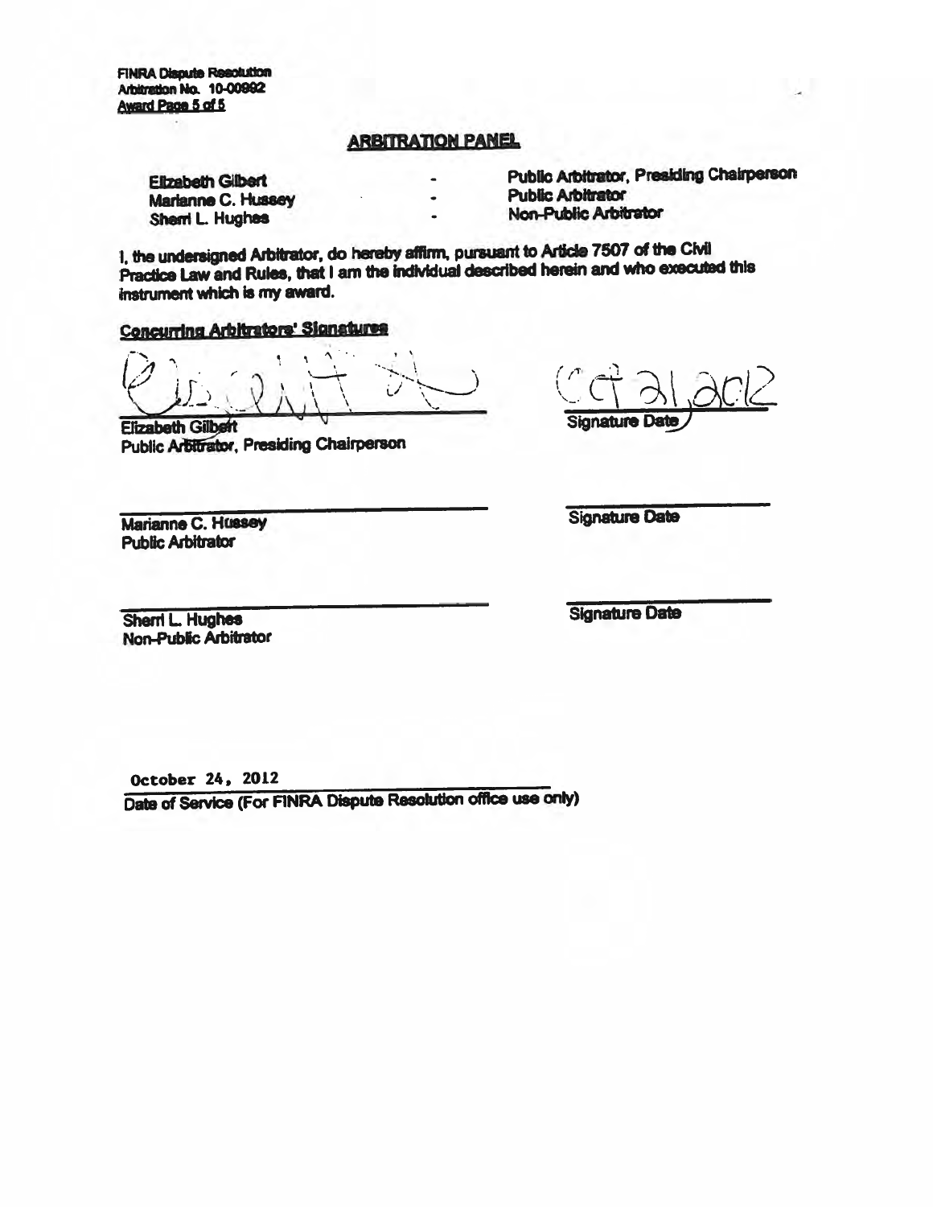FINRA Dispute Resolution
Arbitration No. 10-00992
Award Page 5 of 5

## ARBITRATION PANEL

| | | |
|---|---|---|
| Elizabeth Gilbert | - | Public Arbitrator, Presiding Chairperson |
| Marianne C. Hussey | - | Public Arbitrator |
| Sherri L. Hughes | - | Non-Public Arbitrator |

I, the undersigned Arbitrator, do hereby affirm, pursuant to Article 7507 of the Civil Practice Law and Rules, that I am the individual described herein and who executed this instrument which is my award.

**Concurring Arbitrators' Signatures**

| | |
|---|---|
| Elizabeth Gilbert<br>Public Arbitrator, Presiding Chairperson | 09/21/2012<br>Signature Date |
| Marianne C. Hussey<br>Public Arbitrator | Signature Date |
| Sherri L. Hughes<br>Non-Public Arbitrator | Signature Date |

October 24, 2012
Date of Service (For FINRA Dispute Resolution office use only)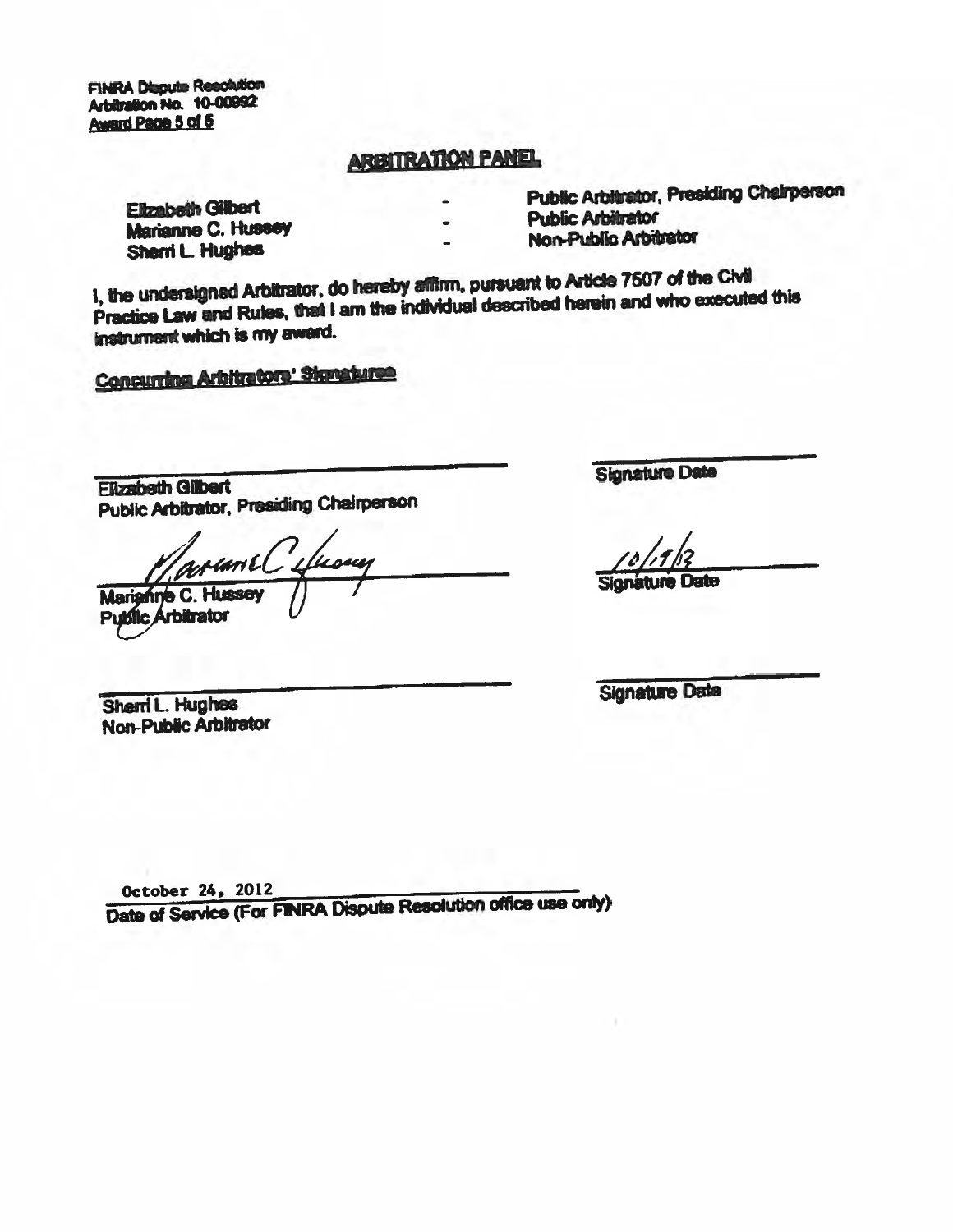FINRA Dispute Resolution
Arbitration No. 10-00992

## ARBITRATION PANEL

| | | |
|---|---|---|
| Elizabeth Gilbert | - | Public Arbitrator, Presiding Chairperson |
| Marianne C. Hussey | - | Public Arbitrator |
| Sherri L. Hughes | - | Non-Public Arbitrator |

I, the undersigned Arbitrator, do hereby affirm, pursuant to Article 7507 of the Civil Practice Law and Rules, that I am the individual described herein and who executed this instrument which is my award.

**Concurring Arbitrators' Signatures**

\_\_\_\_\_\_\_\_\_\_\_\_\_\_\_\_\_\_\_\_\_\_\_\_\_\_\_\_\_\_\_\_
Elizabeth Gilbert
Public Arbitrator, Presiding Chairperson

\_\_\_\_\_\_\_\_\_\_\_\_\_\_\_\_
Signature Date

Marianne C. Hussey
Marianne C. Hussey
Public Arbitrator

10/19/12
Signature Date

\_\_\_\_\_\_\_\_\_\_\_\_\_\_\_\_\_\_\_\_\_\_\_\_\_\_\_\_\_\_\_\_
Sherri L. Hughes
Non-Public Arbitrator

\_\_\_\_\_\_\_\_\_\_\_\_\_\_\_\_
Signature Date

October 24, 2012
Date of Service (For FINRA Dispute Resolution office use only)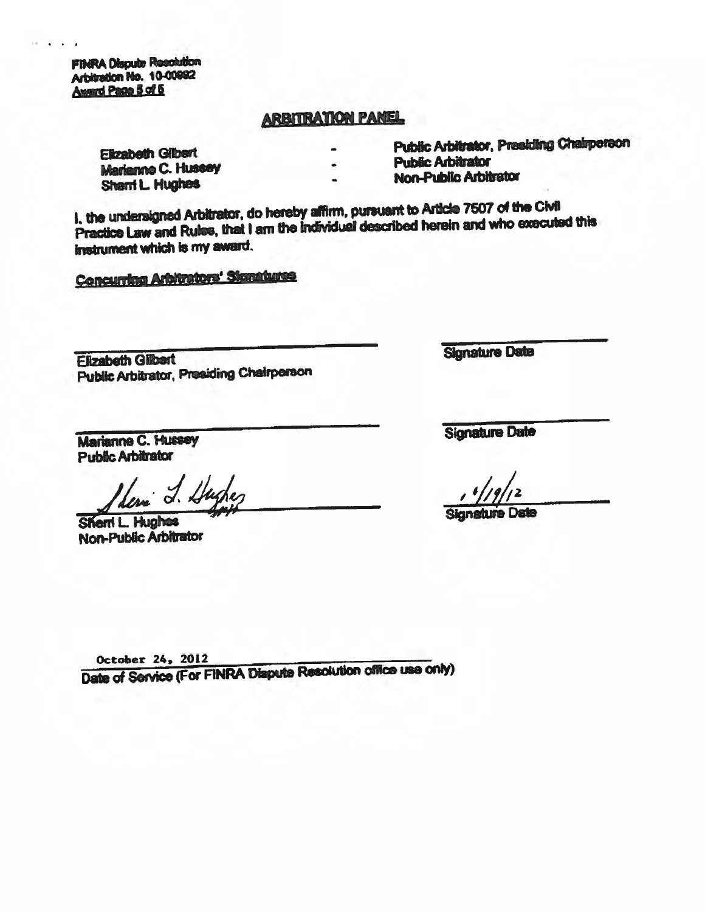FINRA Dispute Resolution
Arbitration No. 10-00992

## ARBITRATION PANEL

| | | |
|---|---|---|
| Elizabeth Gilbert | - | Public Arbitrator, Presiding Chairperson |
| Marianne C. Hussey | - | Public Arbitrator |
| Sherri L. Hughes | - | Non-Public Arbitrator |

I, the undersigned Arbitrator, do hereby affirm, pursuant to Article 7507 of the Civil Practice Law and Rules, that I am the individual described herein and who executed this instrument which is my award.

**Concurring Arbitrators' Signatures**

| | |
|---|---|
| Elizabeth Gilbert<br>Public Arbitrator, Presiding Chairperson | Signature Date |
| Marianne C. Hussey<br>Public Arbitrator | Signature Date |
| *Sherri L. Hughes* (signature)<br>Sherri L. Hughes<br>Non-Public Arbitrator | *10/19/12*<br>Signature Date |

October 24, 2012
Date of Service (For FINRA Dispute Resolution office use only)